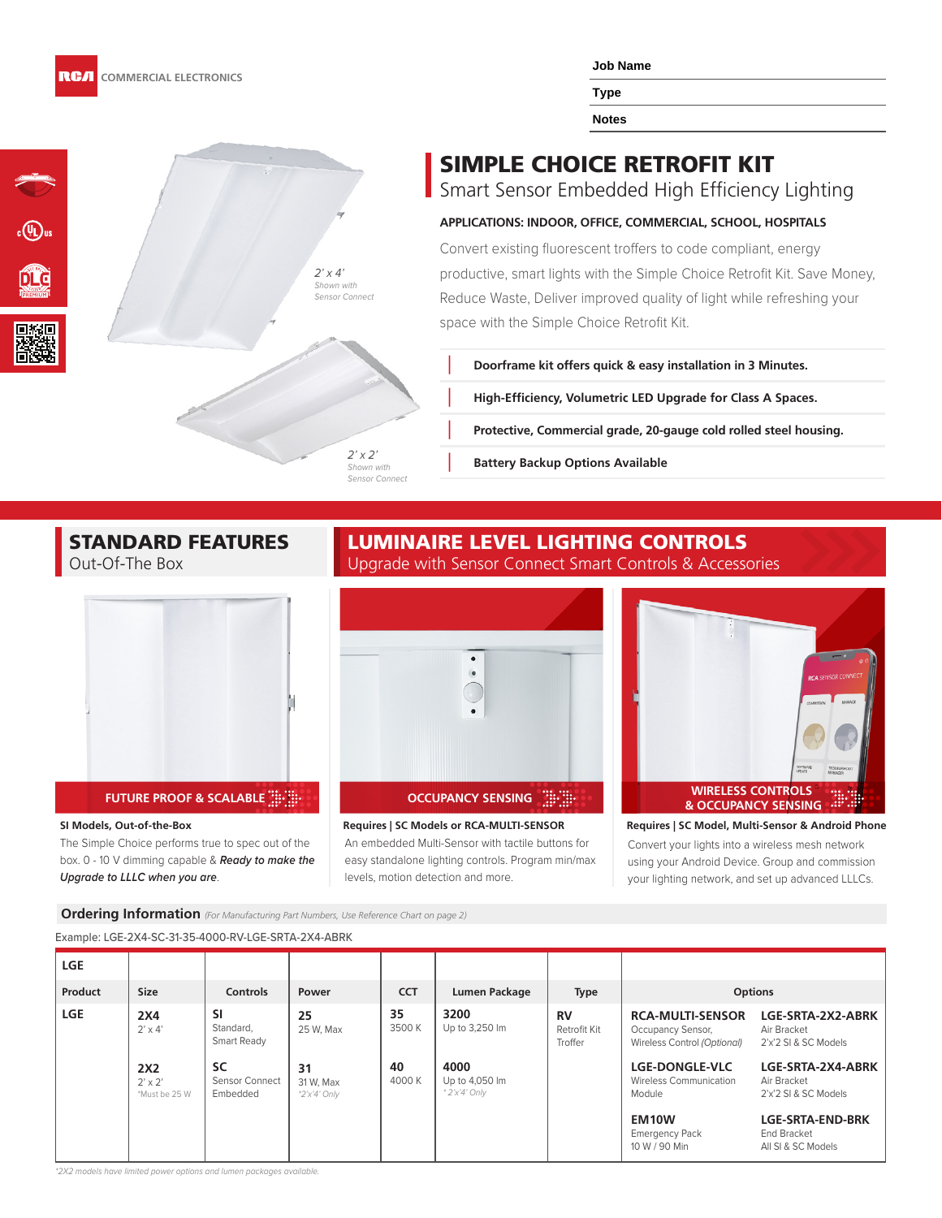RCA COMMERCIAL ELECTRONICS

**Job Name**

**Type**

**Notes**

2' x 4'
*Shown with Sensor Connect*

2' x 2'
*Shown with Sensor Connect*

# SIMPLE CHOICE RETROFIT KIT

Smart Sensor Embedded High Efficiency Lighting

**APPLICATIONS: INDOOR, OFFICE, COMMERCIAL, SCHOOL, HOSPITALS**

Convert existing fluorescent troffers to code compliant, energy productive, smart lights with the Simple Choice Retrofit Kit. Save Money, Reduce Waste, Deliver improved quality of light while refreshing your space with the Simple Choice Retrofit Kit.

- **Doorframe kit offers quick & easy installation in 3 Minutes.**
- **High-Efficiency, Volumetric LED Upgrade for Class A Spaces.**
- **Protective, Commercial grade, 20-gauge cold rolled steel housing.**
- **Battery Backup Options Available**

## STANDARD FEATURES

Out-Of-The Box

**FUTURE PROOF & SCALABLE**

**SI Models, Out-of-the-Box**

The Simple Choice performs true to spec out of the box. 0 - 10 V dimming capable & *Ready to make the Upgrade to LLLC when you are*.

## LUMINAIRE LEVEL LIGHTING CONTROLS

Upgrade with Sensor Connect Smart Controls & Accessories

**OCCUPANCY SENSING**

**Requires | SC Models or RCA-MULTI-SENSOR**

An embedded Multi-Sensor with tactile buttons for easy standalone lighting controls. Program min/max levels, motion detection and more.

**WIRELESS CONTROLS & OCCUPANCY SENSING**

**Requires | SC Model, Multi-Sensor & Android Phone**

Convert your lights into a wireless mesh network using your Android Device. Group and commission your lighting network, and set up advanced LLLCs.

### Ordering Information *(For Manufacturing Part Numbers, Use Reference Chart on page 2)*

Example: LGE-2X4-SC-31-35-4000-RV-LGE-SRTA-2X4-ABRK

| LGE | | | | | | | | |
|---|---|---|---|---|---|---|---|---|
| **Product** | **Size** | **Controls** | **Power** | **CCT** | **Lumen Package** | **Type** | **Options** | |
| **LGE** | **2X4** 2' x 4' | **SI** Standard, Smart Ready | **25** 25 W, Max | **35** 3500 K | **3200** Up to 3,250 lm | **RV** Retrofit Kit Troffer | **RCA-MULTI-SENSOR** Occupancy Sensor, Wireless Control *(Optional)* | **LGE-SRTA-2X2-ABRK** Air Bracket 2'x'2 SI & SC Models |
| | **2X2** 2' x 2' *Must be 25 W | **SC** Sensor Connect Embedded | **31** 31 W, Max *2'x'4' Only | **40** 4000 K | **4000** Up to 4,050 lm *2'x'4' Only | | **LGE-DONGLE-VLC** Wireless Communication Module | **LGE-SRTA-2X4-ABRK** Air Bracket 2'x'2 SI & SC Models |
| | | | | | | | **EM10W** Emergency Pack 10 W / 90 Min | **LGE-SRTA-END-BRK** End Bracket All SI & SC Models |

*2X2 models have limited power options and lumen packages available.*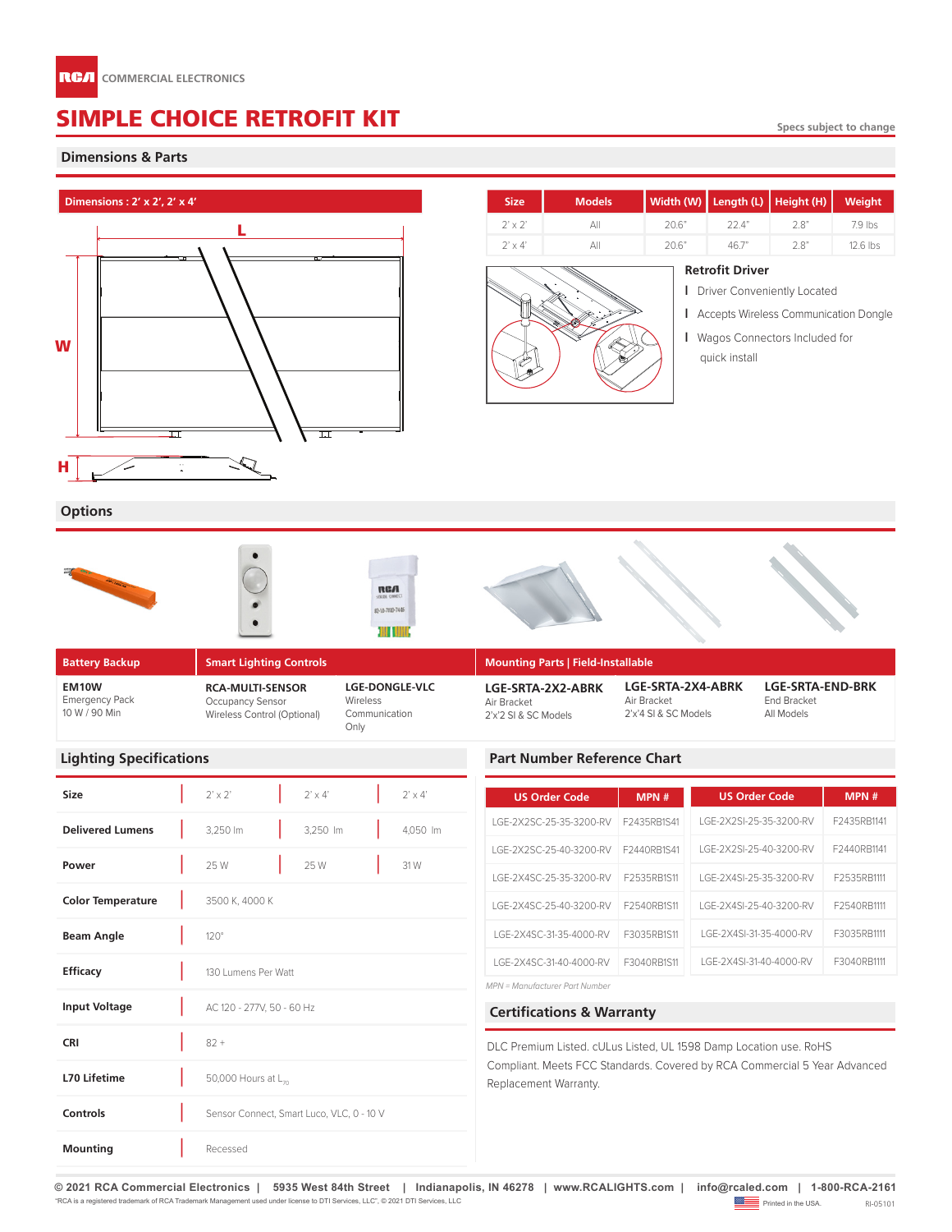RCA COMMERCIAL ELECTRONICS

# SIMPLE CHOICE RETROFIT KIT

Specs subject to change

## Dimensions & Parts

**Dimensions : 2′ x 2′, 2′ x 4′**

L

W

H

| Size | Models | Width (W) | Length (L) | Height (H) | Weight |
|---|---|---|---|---|---|
| 2′ x 2′ | All | 20.6" | 22.4" | 2.8" | 7.9 lbs |
| 2′ x 4′ | All | 20.6" | 46.7" | 2.8" | 12.6 lbs |

### Retrofit Driver

- Driver Conveniently Located
- Accepts Wireless Communication Dongle
- Wagos Connectors Included for quick install

## Options

| Battery Backup | Smart Lighting Controls | | Mounting Parts \| Field-Installable | | |
|---|---|---|---|---|---|
| **EM10W** Emergency Pack 10 W / 90 Min | **RCA-MULTI-SENSOR** Occupancy Sensor Wireless Control (Optional) | **LGE-DONGLE-VLC** Wireless Communication Only | **LGE-SRTA-2X2-ABRK** Air Bracket 2'x'2 SI & SC Models | **LGE-SRTA-2X4-ABRK** Air Bracket 2'x'4 SI & SC Models | **LGE-SRTA-END-BRK** End Bracket All Models |

## Lighting Specifications

| | | | |
|---|---|---|---|
| **Size** | 2′ x 2′ | 2′ x 4′ | 2′ x 4′ |
| **Delivered Lumens** | 3,250 lm | 3,250 lm | 4,050 lm |
| **Power** | 25 W | 25 W | 31 W |
| **Color Temperature** | 3500 K, 4000 K | | |
| **Beam Angle** | 120° | | |
| **Efficacy** | 130 Lumens Per Watt | | |
| **Input Voltage** | AC 120 - 277V, 50 - 60 Hz | | |
| **CRI** | 82 + | | |
| **L70 Lifetime** | 50,000 Hours at $L_{70}$ | | |
| **Controls** | Sensor Connect, Smart Luco, VLC, 0 - 10 V | | |
| **Mounting** | Recessed | | |

## Part Number Reference Chart

| US Order Code | MPN # | US Order Code | MPN # |
|---|---|---|---|
| LGE-2X2SC-25-35-3200-RV | F2435RB1S41 | LGE-2X2SI-25-35-3200-RV | F2435RB1141 |
| LGE-2X2SC-25-40-3200-RV | F2440RB1S41 | LGE-2X2SI-25-40-3200-RV | F2440RB1141 |
| LGE-2X4SC-25-35-3200-RV | F2535RB1S11 | LGE-2X4SI-25-35-3200-RV | F2535RB1111 |
| LGE-2X4SC-25-40-3200-RV | F2540RB1S11 | LGE-2X4SI-25-40-3200-RV | F2540RB1111 |
| LGE-2X4SC-31-35-4000-RV | F3035RB1S11 | LGE-2X4SI-31-35-4000-RV | F3035RB1111 |
| LGE-2X4SC-31-40-4000-RV | F3040RB1S11 | LGE-2X4SI-31-40-4000-RV | F3040RB1111 |

*MPN = Manufacturer Part Number*

## Certifications & Warranty

DLC Premium Listed. cULus Listed, UL 1598 Damp Location use. RoHS Compliant. Meets FCC Standards. Covered by RCA Commercial 5 Year Advanced Replacement Warranty.

© 2021 RCA Commercial Electronics | 5935 West 84th Street | Indianapolis, IN 46278 | www.RCALIGHTS.com | info@rcaled.com | 1-800-RCA-2161

"RCA is a registered trademark of RCA Trademark Management used under license to DTI Services, LLC", © 2021 DTI Services, LLC

Printed in the USA. RI-05101